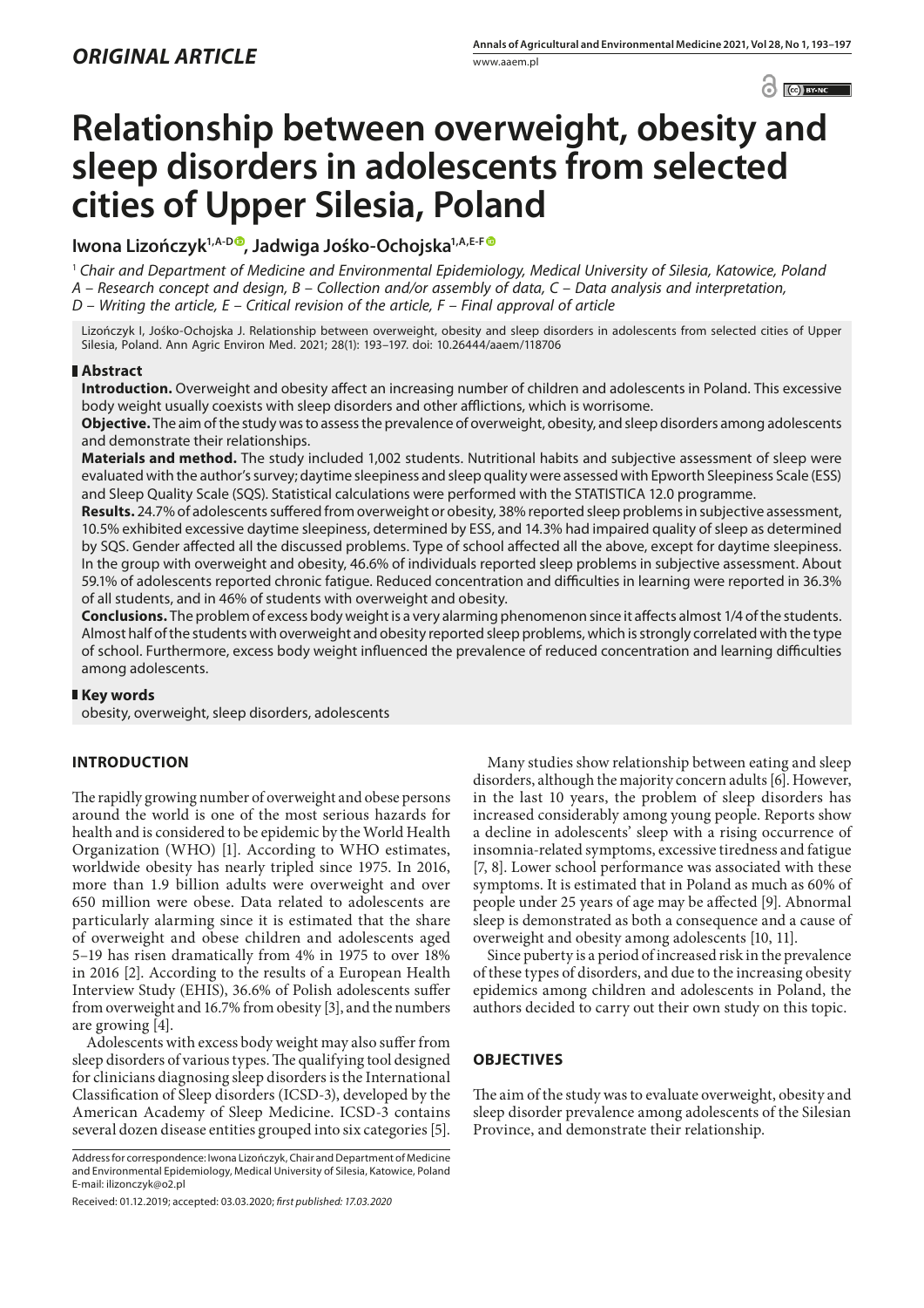*ORIGINAL ARTICLE*

# Relationship between overweight, obesity and sleep disorders in adolescents from selected cities of Upper Silesia, Poland

**Iwona Lizończyk[1,A-D], Jadwiga Jośko-Ochojska[1,A,E-F]**

[1] *Chair and Department of Medicine and Environmental Epidemiology, Medical University of Silesia, Katowice, Poland*
*A – Research concept and design, B – Collection and/or assembly of data, C – Data analysis and interpretation, D – Writing the article, E – Critical revision of the article, F – Final approval of article*

Lizończyk I, Jośko-Ochojska J. Relationship between overweight, obesity and sleep disorders in adolescents from selected cities of Upper Silesia, Poland. Ann Agric Environ Med. 2021; 28(1): 193–197. doi: 10.26444/aaem/118706

## Abstract

**Introduction.** Overweight and obesity affect an increasing number of children and adolescents in Poland. This excessive body weight usually coexists with sleep disorders and other afflictions, which is worrisome.

**Objective.** The aim of the study was to assess the prevalence of overweight, obesity, and sleep disorders among adolescents and demonstrate their relationships.

**Materials and method.** The study included 1,002 students. Nutritional habits and subjective assessment of sleep were evaluated with the author's survey; daytime sleepiness and sleep quality were assessed with Epworth Sleepiness Scale (ESS) and Sleep Quality Scale (SQS). Statistical calculations were performed with the STATISTICA 12.0 programme.

**Results.** 24.7% of adolescents suffered from overweight or obesity, 38% reported sleep problems in subjective assessment, 10.5% exhibited excessive daytime sleepiness, determined by ESS, and 14.3% had impaired quality of sleep as determined by SQS. Gender affected all the discussed problems. Type of school affected all the above, except for daytime sleepiness. In the group with overweight and obesity, 46.6% of individuals reported sleep problems in subjective assessment. About 59.1% of adolescents reported chronic fatigue. Reduced concentration and difficulties in learning were reported in 36.3% of all students, and in 46% of students with overweight and obesity.

**Conclusions.** The problem of excess body weight is a very alarming phenomenon since it affects almost 1/4 of the students. Almost half of the students with overweight and obesity reported sleep problems, which is strongly correlated with the type of school. Furthermore, excess body weight influenced the prevalence of reduced concentration and learning difficulties among adolescents.

## Key words

obesity, overweight, sleep disorders, adolescents

## INTRODUCTION

The rapidly growing number of overweight and obese persons around the world is one of the most serious hazards for health and is considered to be epidemic by the World Health Organization (WHO) [1]. According to WHO estimates, worldwide obesity has nearly tripled since 1975. In 2016, more than 1.9 billion adults were overweight and over 650 million were obese. Data related to adolescents are particularly alarming since it is estimated that the share of overweight and obese children and adolescents aged 5–19 has risen dramatically from 4% in 1975 to over 18% in 2016 [2]. According to the results of a European Health Interview Study (EHIS), 36.6% of Polish adolescents suffer from overweight and 16.7% from obesity [3], and the numbers are growing [4].

Adolescents with excess body weight may also suffer from sleep disorders of various types. The qualifying tool designed for clinicians diagnosing sleep disorders is the International Classification of Sleep disorders (ICSD-3), developed by the American Academy of Sleep Medicine. ICSD-3 contains several dozen disease entities grouped into six categories [5].

Many studies show relationship between eating and sleep disorders, although the majority concern adults [6]. However, in the last 10 years, the problem of sleep disorders has increased considerably among young people. Reports show a decline in adolescents' sleep with a rising occurrence of insomnia-related symptoms, excessive tiredness and fatigue [7, 8]. Lower school performance was associated with these symptoms. It is estimated that in Poland as much as 60% of people under 25 years of age may be affected [9]. Abnormal sleep is demonstrated as both a consequence and a cause of overweight and obesity among adolescents [10, 11].

Since puberty is a period of increased risk in the prevalence of these types of disorders, and due to the increasing obesity epidemics among children and adolescents in Poland, the authors decided to carry out their own study on this topic.

## OBJECTIVES

The aim of the study was to evaluate overweight, obesity and sleep disorder prevalence among adolescents of the Silesian Province, and demonstrate their relationship.

Address for correspondence: Iwona Lizończyk, Chair and Department of Medicine and Environmental Epidemiology, Medical University of Silesia, Katowice, Poland
E-mail: ilizonczyk@o2.pl

Received: 01.12.2019; accepted: 03.03.2020; *first published: 17.03.2020*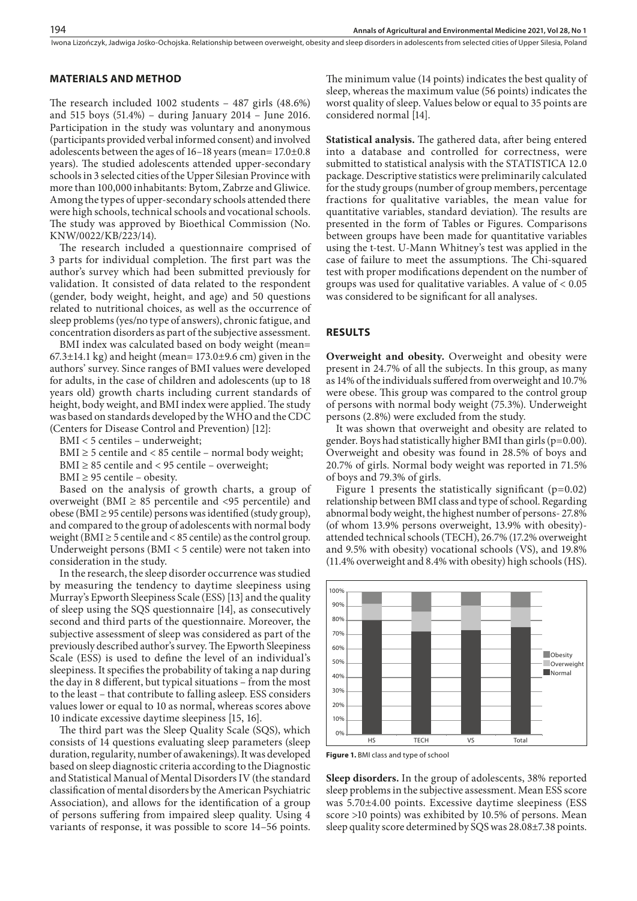## MATERIALS AND METHOD

The research included 1002 students – 487 girls (48.6%) and 515 boys (51.4%) – during January 2014 – June 2016. Participation in the study was voluntary and anonymous (participants provided verbal informed consent) and involved adolescents between the ages of 16–18 years (mean= 17.0±0.8 years). The studied adolescents attended upper-secondary schools in 3 selected cities of the Upper Silesian Province with more than 100,000 inhabitants: Bytom, Zabrze and Gliwice. Among the types of upper-secondary schools attended there were high schools, technical schools and vocational schools. The study was approved by Bioethical Commission (No. KNW/0022/KB/223/14).

The research included a questionnaire comprised of 3 parts for individual completion. The first part was the author's survey which had been submitted previously for validation. It consisted of data related to the respondent (gender, body weight, height, and age) and 50 questions related to nutritional choices, as well as the occurrence of sleep problems (yes/no type of answers), chronic fatigue, and concentration disorders as part of the subjective assessment.

BMI index was calculated based on body weight (mean= 67.3±14.1 kg) and height (mean= 173.0±9.6 cm) given in the authors' survey. Since ranges of BMI values were developed for adults, in the case of children and adolescents (up to 18 years old) growth charts including current standards of height, body weight, and BMI index were applied. The study was based on standards developed by the WHO and the CDC (Centers for Disease Control and Prevention) [12]:

BMI < 5 centiles – underweight;

BMI ≥ 5 centile and < 85 centile – normal body weight;

BMI ≥ 85 centile and < 95 centile – overweight;

BMI ≥ 95 centile – obesity.

Based on the analysis of growth charts, a group of overweight (BMI ≥ 85 percentile and <95 percentile) and obese (BMI ≥ 95 centile) persons was identified (study group), and compared to the group of adolescents with normal body weight (BMI ≥ 5 centile and < 85 centile) as the control group. Underweight persons (BMI < 5 centile) were not taken into consideration in the study.

In the research, the sleep disorder occurrence was studied by measuring the tendency to daytime sleepiness using Murray's Epworth Sleepiness Scale (ESS) [13] and the quality of sleep using the SQS questionnaire [14], as consecutively second and third parts of the questionnaire. Moreover, the subjective assessment of sleep was considered as part of the previously described author's survey. The Epworth Sleepiness Scale (ESS) is used to define the level of an individual's sleepiness. It specifies the probability of taking a nap during the day in 8 different, but typical situations – from the most to the least – that contribute to falling asleep. ESS considers values lower or equal to 10 as normal, whereas scores above 10 indicate excessive daytime sleepiness [15, 16].

The third part was the Sleep Quality Scale (SQS), which consists of 14 questions evaluating sleep parameters (sleep duration, regularity, number of awakenings). It was developed based on sleep diagnostic criteria according to the Diagnostic and Statistical Manual of Mental Disorders IV (the standard classification of mental disorders by the American Psychiatric Association), and allows for the identification of a group of persons suffering from impaired sleep quality. Using 4 variants of response, it was possible to score 14–56 points. The minimum value (14 points) indicates the best quality of sleep, whereas the maximum value (56 points) indicates the worst quality of sleep. Values below or equal to 35 points are considered normal [14].

**Statistical analysis.** The gathered data, after being entered into a database and controlled for correctness, were submitted to statistical analysis with the STATISTICA 12.0 package. Descriptive statistics were preliminarily calculated for the study groups (number of group members, percentage fractions for qualitative variables, the mean value for quantitative variables, standard deviation). The results are presented in the form of Tables or Figures. Comparisons between groups have been made for quantitative variables using the t-test. U-Mann Whitney's test was applied in the case of failure to meet the assumptions. The Chi-squared test with proper modifications dependent on the number of groups was used for qualitative variables. A value of < 0.05 was considered to be significant for all analyses.

## RESULTS

**Overweight and obesity.** Overweight and obesity were present in 24.7% of all the subjects. In this group, as many as 14% of the individuals suffered from overweight and 10.7% were obese. This group was compared to the control group of persons with normal body weight (75.3%). Underweight persons (2.8%) were excluded from the study.

It was shown that overweight and obesity are related to gender. Boys had statistically higher BMI than girls (p=0.00). Overweight and obesity was found in 28.5% of boys and 20.7% of girls. Normal body weight was reported in 71.5% of boys and 79.3% of girls.

Figure 1 presents the statistically significant (p=0.02) relationship between BMI class and type of school. Regarding abnormal body weight, the highest number of persons- 27.8% (of whom 13.9% persons overweight, 13.9% with obesity)- attended technical schools (TECH), 26.7% (17.2% overweight and 9.5% with obesity) vocational schools (VS), and 19.8% (11.4% overweight and 8.4% with obesity) high schools (HS).

**Figure 1.** BMI class and type of school

**Sleep disorders.** In the group of adolescents, 38% reported sleep problems in the subjective assessment. Mean ESS score was 5.70±4.00 points. Excessive daytime sleepiness (ESS score >10 points) was exhibited by 10.5% of persons. Mean sleep quality score determined by SQS was 28.08±7.38 points.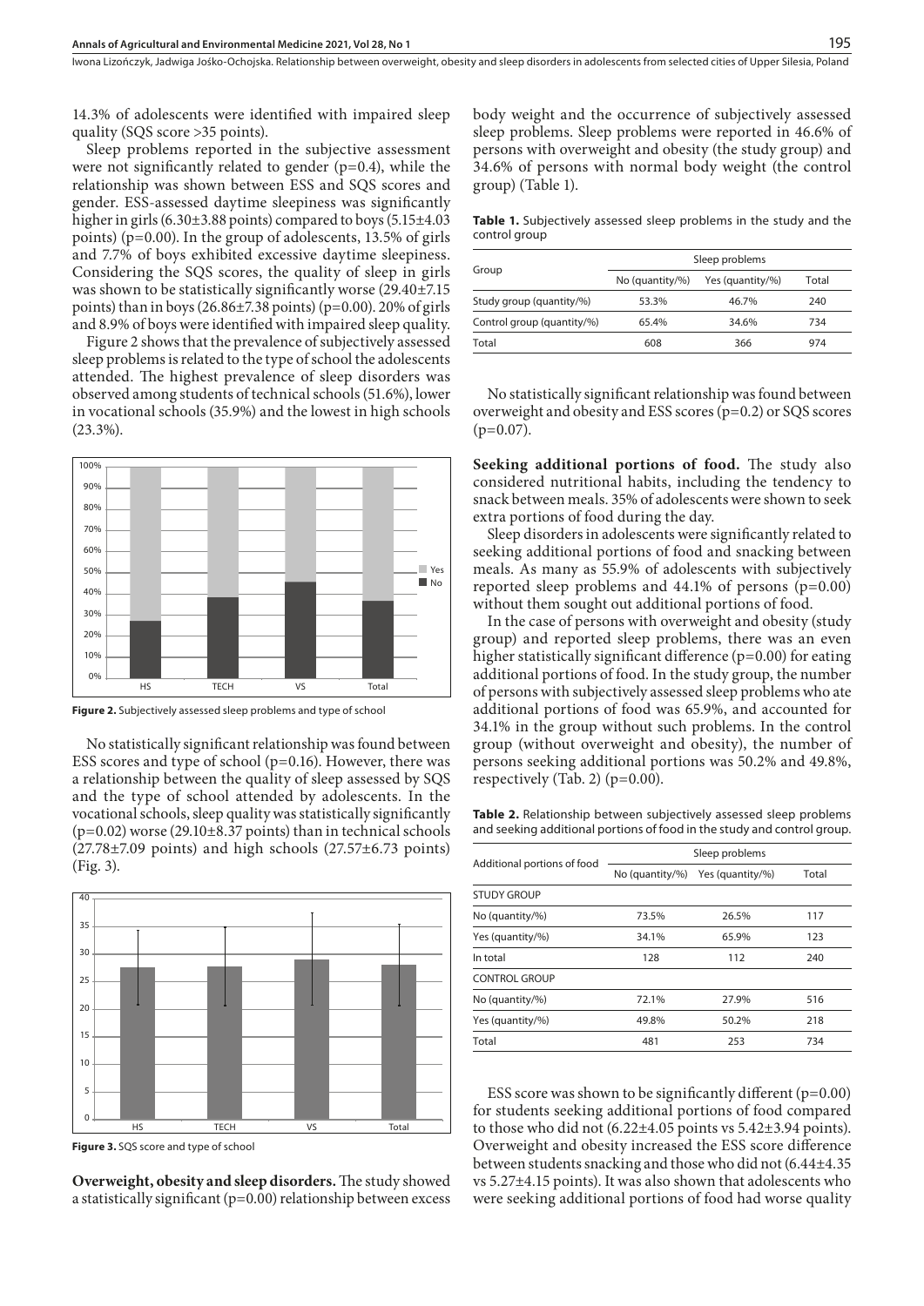14.3% of adolescents were identified with impaired sleep quality (SQS score >35 points).

Sleep problems reported in the subjective assessment were not significantly related to gender (p=0.4), while the relationship was shown between ESS and SQS scores and gender. ESS-assessed daytime sleepiness was significantly higher in girls (6.30±3.88 points) compared to boys (5.15±4.03 points) (p=0.00). In the group of adolescents, 13.5% of girls and 7.7% of boys exhibited excessive daytime sleepiness. Considering the SQS scores, the quality of sleep in girls was shown to be statistically significantly worse (29.40±7.15 points) than in boys (26.86±7.38 points) (p=0.00). 20% of girls and 8.9% of boys were identified with impaired sleep quality.

Figure 2 shows that the prevalence of subjectively assessed sleep problems is related to the type of school the adolescents attended. The highest prevalence of sleep disorders was observed among students of technical schools (51.6%), lower in vocational schools (35.9%) and the lowest in high schools (23.3%).

**Figure 2.** Subjectively assessed sleep problems and type of school

No statistically significant relationship was found between ESS scores and type of school (p=0.16). However, there was a relationship between the quality of sleep assessed by SQS and the type of school attended by adolescents. In the vocational schools, sleep quality was statistically significantly (p=0.02) worse (29.10±8.37 points) than in technical schools (27.78±7.09 points) and high schools (27.57±6.73 points) (Fig. 3).

**Figure 3.** SQS score and type of school

**Overweight, obesity and sleep disorders.** The study showed a statistically significant (p=0.00) relationship between excess body weight and the occurrence of subjectively assessed sleep problems. Sleep problems were reported in 46.6% of persons with overweight and obesity (the study group) and 34.6% of persons with normal body weight (the control group) (Table 1).

**Table 1.** Subjectively assessed sleep problems in the study and the control group

| Group | Sleep problems | | |
|---|---|---|---|
| | No (quantity/%) | Yes (quantity/%) | Total |
| Study group (quantity/%) | 53.3% | 46.7% | 240 |
| Control group (quantity/%) | 65.4% | 34.6% | 734 |
| Total | 608 | 366 | 974 |

No statistically significant relationship was found between overweight and obesity and ESS scores (p=0.2) or SQS scores (p=0.07).

**Seeking additional portions of food.** The study also considered nutritional habits, including the tendency to snack between meals. 35% of adolescents were shown to seek extra portions of food during the day.

Sleep disorders in adolescents were significantly related to seeking additional portions of food and snacking between meals. As many as 55.9% of adolescents with subjectively reported sleep problems and 44.1% of persons (p=0.00) without them sought out additional portions of food.

In the case of persons with overweight and obesity (study group) and reported sleep problems, there was an even higher statistically significant difference (p=0.00) for eating additional portions of food. In the study group, the number of persons with subjectively assessed sleep problems who ate additional portions of food was 65.9%, and accounted for 34.1% in the group without such problems. In the control group (without overweight and obesity), the number of persons seeking additional portions was 50.2% and 49.8%, respectively (Tab. 2) (p=0.00).

**Table 2.** Relationship between subjectively assessed sleep problems and seeking additional portions of food in the study and control group.

| Additional portions of food | Sleep problems | | |
|---|---|---|---|
| | No (quantity/%) | Yes (quantity/%) | Total |
| STUDY GROUP | | | |
| No (quantity/%) | 73.5% | 26.5% | 117 |
| Yes (quantity/%) | 34.1% | 65.9% | 123 |
| In total | 128 | 112 | 240 |
| CONTROL GROUP | | | |
| No (quantity/%) | 72.1% | 27.9% | 516 |
| Yes (quantity/%) | 49.8% | 50.2% | 218 |
| Total | 481 | 253 | 734 |

ESS score was shown to be significantly different (p=0.00) for students seeking additional portions of food compared to those who did not (6.22±4.05 points vs 5.42±3.94 points). Overweight and obesity increased the ESS score difference between students snacking and those who did not (6.44±4.35 vs 5.27±4.15 points). It was also shown that adolescents who were seeking additional portions of food had worse quality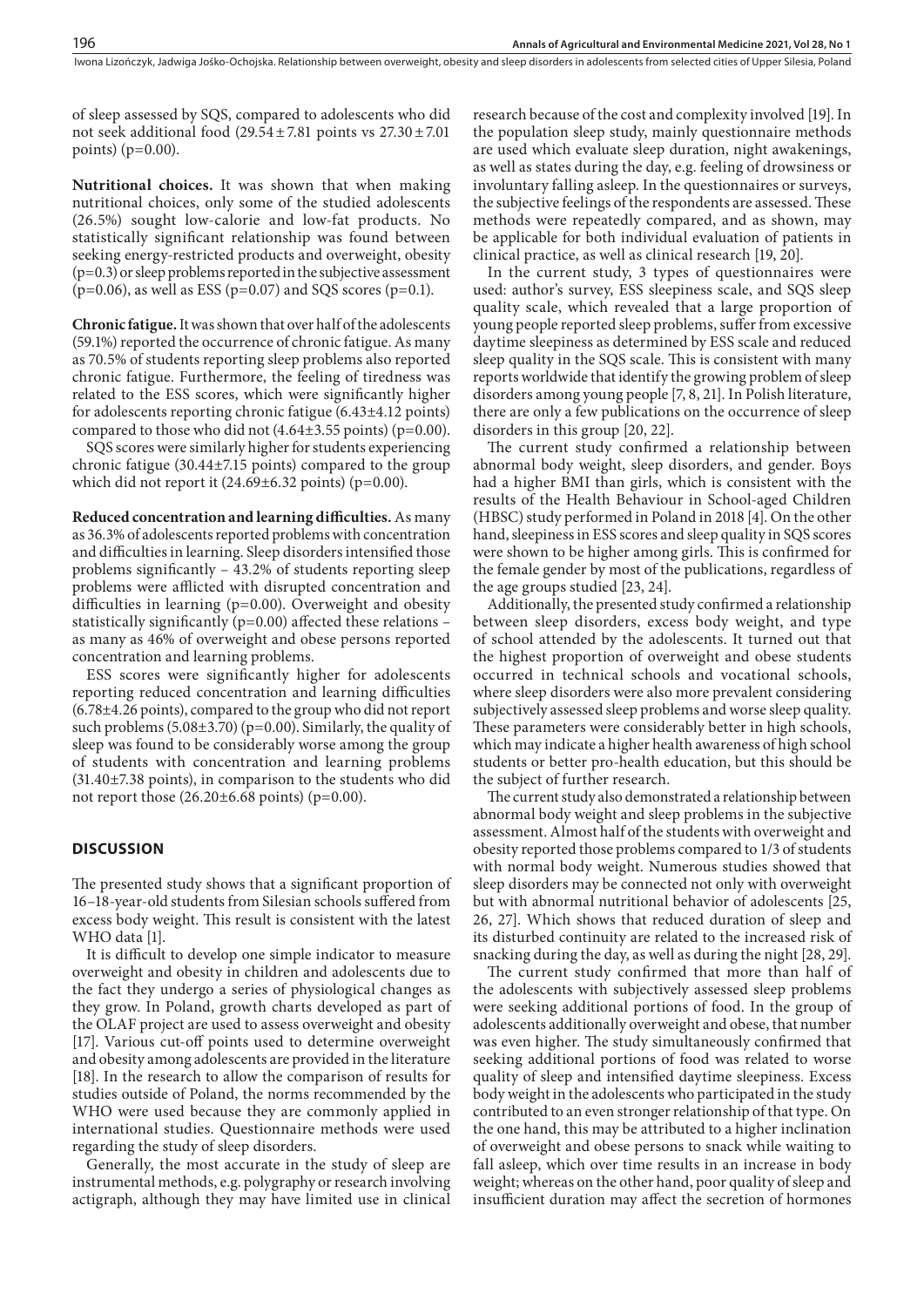of sleep assessed by SQS, compared to adolescents who did not seek additional food (29.54 ± 7.81 points vs 27.30 ± 7.01 points) (p=0.00).

**Nutritional choices.** It was shown that when making nutritional choices, only some of the studied adolescents (26.5%) sought low-calorie and low-fat products. No statistically significant relationship was found between seeking energy-restricted products and overweight, obesity (p=0.3) or sleep problems reported in the subjective assessment (p=0.06), as well as ESS (p=0.07) and SQS scores (p=0.1).

**Chronic fatigue.** It was shown that over half of the adolescents (59.1%) reported the occurrence of chronic fatigue. As many as 70.5% of students reporting sleep problems also reported chronic fatigue. Furthermore, the feeling of tiredness was related to the ESS scores, which were significantly higher for adolescents reporting chronic fatigue (6.43±4.12 points) compared to those who did not (4.64±3.55 points) (p=0.00).

SQS scores were similarly higher for students experiencing chronic fatigue (30.44±7.15 points) compared to the group which did not report it (24.69±6.32 points) (p=0.00).

**Reduced concentration and learning difficulties.** As many as 36.3% of adolescents reported problems with concentration and difficulties in learning. Sleep disorders intensified those problems significantly – 43.2% of students reporting sleep problems were afflicted with disrupted concentration and difficulties in learning (p=0.00). Overweight and obesity statistically significantly (p=0.00) affected these relations – as many as 46% of overweight and obese persons reported concentration and learning problems.

ESS scores were significantly higher for adolescents reporting reduced concentration and learning difficulties (6.78±4.26 points), compared to the group who did not report such problems (5.08±3.70) (p=0.00). Similarly, the quality of sleep was found to be considerably worse among the group of students with concentration and learning problems (31.40±7.38 points), in comparison to the students who did not report those (26.20±6.68 points) (p=0.00).

## DISCUSSION

The presented study shows that a significant proportion of 16–18-year-old students from Silesian schools suffered from excess body weight. This result is consistent with the latest WHO data [1].

It is difficult to develop one simple indicator to measure overweight and obesity in children and adolescents due to the fact they undergo a series of physiological changes as they grow. In Poland, growth charts developed as part of the OLAF project are used to assess overweight and obesity [17]. Various cut-off points used to determine overweight and obesity among adolescents are provided in the literature [18]. In the research to allow the comparison of results for studies outside of Poland, the norms recommended by the WHO were used because they are commonly applied in international studies. Questionnaire methods were used regarding the study of sleep disorders.

Generally, the most accurate in the study of sleep are instrumental methods, e.g. polygraphy or research involving actigraph, although they may have limited use in clinical research because of the cost and complexity involved [19]. In the population sleep study, mainly questionnaire methods are used which evaluate sleep duration, night awakenings, as well as states during the day, e.g. feeling of drowsiness or involuntary falling asleep. In the questionnaires or surveys, the subjective feelings of the respondents are assessed. These methods were repeatedly compared, and as shown, may be applicable for both individual evaluation of patients in clinical practice, as well as clinical research [19, 20].

In the current study, 3 types of questionnaires were used: author's survey, ESS sleepiness scale, and SQS sleep quality scale, which revealed that a large proportion of young people reported sleep problems, suffer from excessive daytime sleepiness as determined by ESS scale and reduced sleep quality in the SQS scale. This is consistent with many reports worldwide that identify the growing problem of sleep disorders among young people [7, 8, 21]. In Polish literature, there are only a few publications on the occurrence of sleep disorders in this group [20, 22].

The current study confirmed a relationship between abnormal body weight, sleep disorders, and gender. Boys had a higher BMI than girls, which is consistent with the results of the Health Behaviour in School-aged Children (HBSC) study performed in Poland in 2018 [4]. On the other hand, sleepiness in ESS scores and sleep quality in SQS scores were shown to be higher among girls. This is confirmed for the female gender by most of the publications, regardless of the age groups studied [23, 24].

Additionally, the presented study confirmed a relationship between sleep disorders, excess body weight, and type of school attended by the adolescents. It turned out that the highest proportion of overweight and obese students occurred in technical schools and vocational schools, where sleep disorders were also more prevalent considering subjectively assessed sleep problems and worse sleep quality. These parameters were considerably better in high schools, which may indicate a higher health awareness of high school students or better pro-health education, but this should be the subject of further research.

The current study also demonstrated a relationship between abnormal body weight and sleep problems in the subjective assessment. Almost half of the students with overweight and obesity reported those problems compared to 1/3 of students with normal body weight. Numerous studies showed that sleep disorders may be connected not only with overweight but with abnormal nutritional behavior of adolescents [25, 26, 27]. Which shows that reduced duration of sleep and its disturbed continuity are related to the increased risk of snacking during the day, as well as during the night [28, 29].

The current study confirmed that more than half of the adolescents with subjectively assessed sleep problems were seeking additional portions of food. In the group of adolescents additionally overweight and obese, that number was even higher. The study simultaneously confirmed that seeking additional portions of food was related to worse quality of sleep and intensified daytime sleepiness. Excess body weight in the adolescents who participated in the study contributed to an even stronger relationship of that type. On the one hand, this may be attributed to a higher inclination of overweight and obese persons to snack while waiting to fall asleep, which over time results in an increase in body weight; whereas on the other hand, poor quality of sleep and insufficient duration may affect the secretion of hormones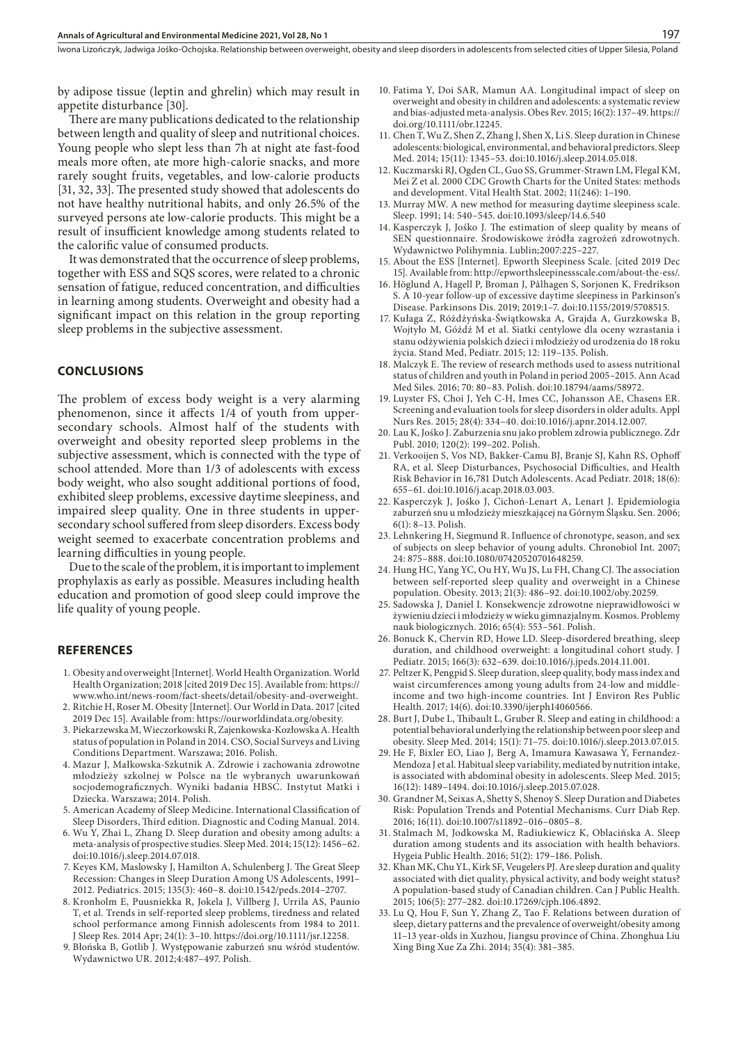by adipose tissue (leptin and ghrelin) which may result in appetite disturbance [30].

There are many publications dedicated to the relationship between length and quality of sleep and nutritional choices. Young people who slept less than 7h at night ate fast-food meals more often, ate more high-calorie snacks, and more rarely sought fruits, vegetables, and low-calorie products [31, 32, 33]. The presented study showed that adolescents do not have healthy nutritional habits, and only 26.5% of the surveyed persons ate low-calorie products. This might be a result of insufficient knowledge among students related to the calorific value of consumed products.

It was demonstrated that the occurrence of sleep problems, together with ESS and SQS scores, were related to a chronic sensation of fatigue, reduced concentration, and difficulties in learning among students. Overweight and obesity had a significant impact on this relation in the group reporting sleep problems in the subjective assessment.

## CONCLUSIONS

The problem of excess body weight is a very alarming phenomenon, since it affects 1/4 of youth from upper-secondary schools. Almost half of the students with overweight and obesity reported sleep problems in the subjective assessment, which is connected with the type of school attended. More than 1/3 of adolescents with excess body weight, who also sought additional portions of food, exhibited sleep problems, excessive daytime sleepiness, and impaired sleep quality. One in three students in upper-secondary school suffered from sleep disorders. Excess body weight seemed to exacerbate concentration problems and learning difficulties in young people.

Due to the scale of the problem, it is important to implement prophylaxis as early as possible. Measures including health education and promotion of good sleep could improve the life quality of young people.

## REFERENCES

1. Obesity and overweight [Internet]. World Health Organization. World Health Organization; 2018 [cited 2019 Dec 15]. Available from: https://www.who.int/news-room/fact-sheets/detail/obesity-and-overweight.
2. Ritchie H, Roser M. Obesity [Internet]. Our World in Data. 2017 [cited 2019 Dec 15]. Available from: https://ourworldindata.org/obesity.
3. Piekarzewska M, Wieczorkowski R, Zajenkowska-Kozłowska A. Health status of population in Poland in 2014. CSO, Social Surveys and Living Conditions Department. Warszawa; 2016. Polish.
4. Mazur J, Małkowska-Szkutnik A. Zdrowie i zachowania zdrowotne młodzieży szkolnej w Polsce na tle wybranych uwarunkowań socjodemograficznych. Wyniki badania HBSC. Instytut Matki i Dziecka. Warszawa; 2014. Polish.
5. American Academy of Sleep Medicine. International Classification of Sleep Disorders, Third edition. Diagnostic and Coding Manual. 2014.
6. Wu Y, Zhai L, Zhang D. Sleep duration and obesity among adults: a meta-analysis of prospective studies. Sleep Med. 2014; 15(12): 1456–62. doi:10.1016/j.sleep.2014.07.018.
7. Keyes KM, Maslowsky J, Hamilton A, Schulenberg J. The Great Sleep Recession: Changes in Sleep Duration Among US Adolescents, 1991–2012. Pediatrics. 2015; 135(3): 460–8. doi:10.1542/peds.2014–2707.
8. Kronholm E, Puusniekka R, Jokela J, Villberg J, Urrila AS, Paunio T, et al. Trends in self-reported sleep problems, tiredness and related school performance among Finnish adolescents from 1984 to 2011. J Sleep Res. 2014 Apr; 24(1): 3–10. https://doi.org/10.1111/jsr.12258.
9. Błońska B, Gotlib J. Występowanie zaburzeń snu wśród studentów. Wydawnictwo UR. 2012;4:487–497. Polish.
10. Fatima Y, Doi SAR, Mamun AA. Longitudinal impact of sleep on overweight and obesity in children and adolescents: a systematic review and bias-adjusted meta-analysis. Obes Rev. 2015; 16(2): 137–49. https://doi.org/10.1111/obr.12245.
11. Chen T, Wu Z, Shen Z, Zhang J, Shen X, Li S. Sleep duration in Chinese adolescents: biological, environmental, and behavioral predictors. Sleep Med. 2014; 15(11): 1345–53. doi:10.1016/j.sleep.2014.05.018.
12. Kuczmarski RJ, Ogden CL, Guo SS, Grummer-Strawn LM, Flegal KM, Mei Z et al. 2000 CDC Growth Charts for the United States: methods and development. Vital Health Stat. 2002; 11(246): 1–190.
13. Murray MW. A new method for measuring daytime sleepiness scale. Sleep. 1991; 14: 540–545. doi:10.1093/sleep/14.6.540
14. Kasperczyk J, Jośko J. The estimation of sleep quality by means of SEN questionnaire. Środowiskowe źródła zagrożeń zdrowotnych. Wydawnictwo Polihymnia. Lublin;2007:225–227.
15. About the ESS [Internet]. Epworth Sleepiness Scale. [cited 2019 Dec 15]. Available from: http://epworthsleepinessscale.com/about-the-ess/.
16. Höglund A, Hagell P, Broman J, Pålhagen S, Sorjonen K, Fredrikson S. A 10-year follow-up of excessive daytime sleepiness in Parkinson's Disease. Parkinsons Dis. 2019; 2019:1–7. doi:10.1155/2019/5708515.
17. Kułaga Z, Różdżyńska-Świątkowska A, Grajda A, Gurzkowska B, Wojtyło M, Góźdź M et al. Siatki centylowe dla oceny wzrastania i stanu odżywienia polskich dzieci i młodzieży od urodzenia do 18 roku życia. Stand Med, Pediatr. 2015; 12: 119–135. Polish.
18. Malczyk E. The review of research methods used to assess nutritional status of children and youth in Poland in period 2005–2015. Ann Acad Med Siles. 2016; 70: 80–83. Polish. doi:10.18794/aams/58972.
19. Luyster FS, Choi J, Yeh C-H, Imes CC, Johansson AE, Chasens ER. Screening and evaluation tools for sleep disorders in older adults. Appl Nurs Res. 2015; 28(4): 334–40. doi:10.1016/j.apnr.2014.12.007.
20. Lau K, Jośko J. Zaburzenia snu jako problem zdrowia publicznego. Zdr Publ. 2010; 120(2): 199–202. Polish.
21. Verkooijen S, Vos ND, Bakker-Camu BJ, Branje SJ, Kahn RS, Ophoff RA, et al. Sleep Disturbances, Psychosocial Difficulties, and Health Risk Behavior in 16,781 Dutch Adolescents. Acad Pediatr. 2018; 18(6): 655–61. doi:10.1016/j.acap.2018.03.003.
22. Kasperczyk J, Jośko J, Cichoń-Lenart A, Lenart J. Epidemiologia zaburzeń snu u młodzieży mieszkającej na Górnym Śląsku. Sen. 2006; 6(1): 8–13. Polish.
23. Lehnkering H, Siegmund R. Influence of chronotype, season, and sex of subjects on sleep behavior of young adults. Chronobiol Int. 2007; 24: 875–888. doi:10.1080/07420520701648259.
24. Hung HC, Yang YC, Ou HY, Wu JS, Lu FH, Chang CJ. The association between self-reported sleep quality and overweight in a Chinese population. Obesity. 2013; 21(3): 486–92. doi:10.1002/oby.20259.
25. Sadowska J, Daniel I. Konsekwencje zdrowotne nieprawidłowości w żywieniu dzieci i młodzieży w wieku gimnazjalnym. Kosmos. Problemy nauk biologicznych. 2016; 65(4): 553–561. Polish.
26. Bonuck K, Chervin RD, Howe LD. Sleep-disordered breathing, sleep duration, and childhood overweight: a longitudinal cohort study. J Pediatr. 2015; 166(3): 632–639. doi:10.1016/j.jpeds.2014.11.001.
27. Peltzer K, Pengpid S. Sleep duration, sleep quality, body mass index and waist circumferences among young adults from 24-low and middle-income and two high-income countries. Int J Environ Res Public Health. 2017; 14(6). doi:10.3390/ijerph14060566.
28. Burt J, Dube L, Thibault L, Gruber R. Sleep and eating in childhood: a potential behavioral underlying the relationship between poor sleep and obesity. Sleep Med. 2014; 15(1): 71–75. doi:10.1016/j.sleep.2013.07.015.
29. He F, Bixler EO, Liao J, Berg A, Imamura Kawasawa Y, Fernandez-Mendoza J et al. Habitual sleep variability, mediated by nutrition intake, is associated with abdominal obesity in adolescents. Sleep Med. 2015; 16(12): 1489–1494. doi:10.1016/j.sleep.2015.07.028.
30. Grandner M, Seixas A, Shetty S, Shenoy S. Sleep Duration and Diabetes Risk: Population Trends and Potential Mechanisms. Curr Diab Rep. 2016; 16(11). doi:10.1007/s11892–016–0805–8.
31. Stalmach M, Jodkowska M, Radiukiewicz K, Oblacińska A. Sleep duration among students and its association with health behaviors. Hygeia Public Health. 2016; 51(2): 179–186. Polish.
32. Khan MK, Chu YL, Kirk SF, Veugelers PJ. Are sleep duration and quality associated with diet quality, physical activity, and body weight status? A population-based study of Canadian children. Can J Public Health. 2015; 106(5): 277–282. doi:10.17269/cjph.106.4892.
33. Lu Q, Hou F, Sun Y, Zhang Z, Tao F. Relations between duration of sleep, dietary patterns and the prevalence of overweight/obesity among 11–13 year-olds in Xuzhou, Jiangsu province of China. Zhonghua Liu Xing Bing Xue Za Zhi. 2014; 35(4): 381–385.